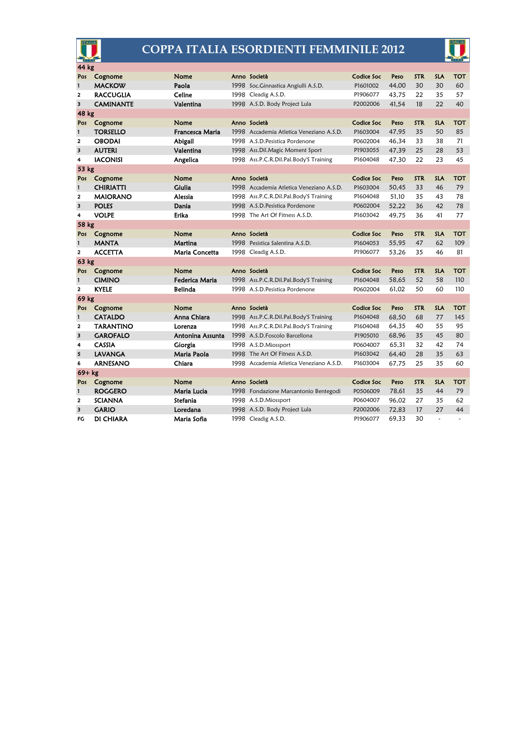# COPPA ITALIA ESORDIENTI FEMMINILE 2012

### 44 kg

| Pos | Cognome | Nome | Anno | Società | Codice Soc | Peso | STR | SLA | TOT |
|---|---|---|---|---|---|---|---|---|---|
| 1 | MACKOW | Paola | 1998 | Soc.Ginnastica Angiulli A.S.D. | P1601002 | 44,00 | 30 | 30 | 60 |
| 2 | RACCUGLIA | Celine | 1998 | Cleadig A.S.D. | P1906077 | 43,75 | 22 | 35 | 57 |
| 3 | CAMINANTE | Valentina | 1998 | A.S.D. Body Project Lula | P2002006 | 41,54 | 18 | 22 | 40 |

### 48 kg

| Pos | Cognome | Nome | Anno | Società | Codice Soc | Peso | STR | SLA | TOT |
|---|---|---|---|---|---|---|---|---|---|
| 1 | TORSELLO | Francesca Maria | 1998 | Accademia Atletica Veneziano A.S.D. | P1603004 | 47,95 | 35 | 50 | 85 |
| 2 | OBODAI | Abigail | 1998 | A.S.D.Pesistica Pordenone | P0602004 | 46,34 | 33 | 38 | 71 |
| 3 | AUTERI | Valentina | 1998 | Ass.Dil.Magic Moment Sport | P1903055 | 47,39 | 25 | 28 | 53 |
| 4 | IACONISI | Angelica | 1998 | Ass.P.C.R.Dil.Pal.Body'S Training | P1604048 | 47,30 | 22 | 23 | 45 |

### 53 kg

| Pos | Cognome | Nome | Anno | Società | Codice Soc | Peso | STR | SLA | TOT |
|---|---|---|---|---|---|---|---|---|---|
| 1 | CHIRIATTI | Giulia | 1998 | Accademia Atletica Veneziano A.S.D. | P1603004 | 50,45 | 33 | 46 | 79 |
| 2 | MAIORANO | Alessia | 1998 | Ass.P.C.R.Dil.Pal.Body'S Training | P1604048 | 51,10 | 35 | 43 | 78 |
| 3 | POLES | Dania | 1998 | A.S.D.Pesistica Pordenone | P0602004 | 52,22 | 36 | 42 | 78 |
| 4 | VOLPE | Erika | 1998 | The Art Of Fitness A.S.D. | P1603042 | 49,75 | 36 | 41 | 77 |

### 58 kg

| Pos | Cognome | Nome | Anno | Società | Codice Soc | Peso | STR | SLA | TOT |
|---|---|---|---|---|---|---|---|---|---|
| 1 | MANTA | Martina | 1998 | Pesistica Salentina A.S.D. | P1604053 | 55,95 | 47 | 62 | 109 |
| 2 | ACCETTA | Maria Concetta | 1998 | Cleadig A.S.D. | P1906077 | 53,26 | 35 | 46 | 81 |

### 63 kg

| Pos | Cognome | Nome | Anno | Società | Codice Soc | Peso | STR | SLA | TOT |
|---|---|---|---|---|---|---|---|---|---|
| 1 | CIMINO | Federica Maria | 1998 | Ass.P.C.R.Dil.Pal.Body'S Training | P1604048 | 58,65 | 52 | 58 | 110 |
| 2 | KYELE | Belinda | 1998 | A.S.D.Pesistica Pordenone | P0602004 | 61,02 | 50 | 60 | 110 |

### 69 kg

| Pos | Cognome | Nome | Anno | Società | Codice Soc | Peso | STR | SLA | TOT |
|---|---|---|---|---|---|---|---|---|---|
| 1 | CATALDO | Anna Chiara | 1998 | Ass.P.C.R.Dil.Pal.Body'S Training | P1604048 | 68,50 | 68 | 77 | 145 |
| 2 | TARANTINO | Lorenza | 1998 | Ass.P.C.R.Dil.Pal.Body'S Training | P1604048 | 64,35 | 40 | 55 | 95 |
| 3 | GAROFALO | Antonina Assunta | 1998 | A.S.D.Foscolo Barcellona | P1905010 | 68,96 | 35 | 45 | 80 |
| 4 | CASSIA | Giorgia | 1998 | A.S.D.Miossport | P0604007 | 65,31 | 32 | 42 | 74 |
| 5 | LAVANGA | Maria Paola | 1998 | The Art Of Fitness A.S.D. | P1603042 | 64,40 | 28 | 35 | 63 |
| 6 | ARNESANO | Chiara | 1998 | Accademia Atletica Veneziano A.S.D. | P1603004 | 67,75 | 25 | 35 | 60 |

### 69+ kg

| Pos | Cognome | Nome | Anno | Società | Codice Soc | Peso | STR | SLA | TOT |
|---|---|---|---|---|---|---|---|---|---|
| 1 | ROGGERO | Maria Lucia | 1998 | Fondazione Marcantonio Bentegodi | P0506009 | 78,61 | 35 | 44 | 79 |
| 2 | SCIANNA | Stefania | 1998 | A.S.D.Miossport | P0604007 | 96,02 | 27 | 35 | 62 |
| 3 | GARIO | Loredana | 1998 | A.S.D. Body Project Lula | P2002006 | 72,83 | 17 | 27 | 44 |
| FG | DI CHIARA | Maria Sofia | 1998 | Cleadig A.S.D. | P1906077 | 69,33 | 30 | - | - |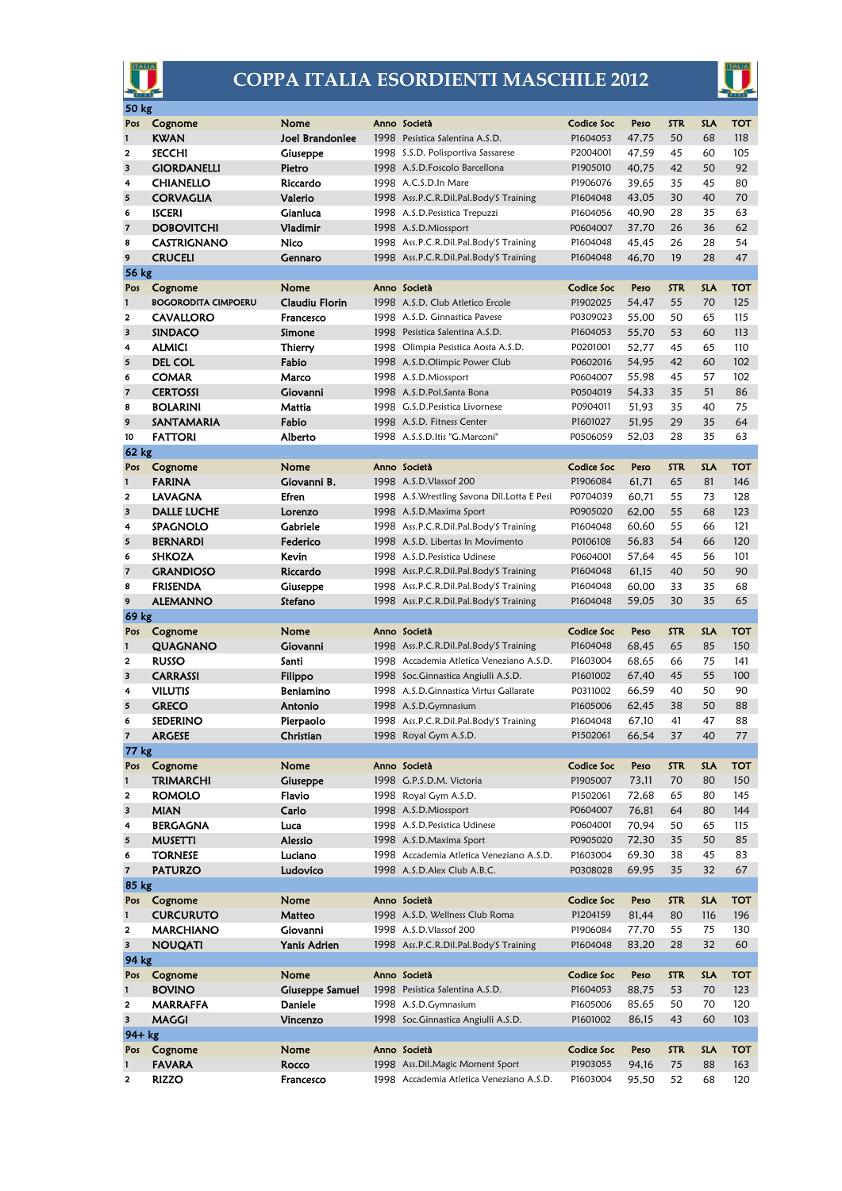# COPPA ITALIA ESORDIENTI MASCHILE 2012

## 50 kg

| Pos | Cognome | Nome | Anno | Società | Codice Soc | Peso | STR | SLA | TOT |
|---|---|---|---|---|---|---|---|---|---|
| 1 | KWAN | Joel Brandonlee | 1998 | Pesistica Salentina A.S.D. | P1604053 | 47,75 | 50 | 68 | 118 |
| 2 | SECCHI | Giuseppe | 1998 | S.S.D. Polisportiva Sassarese | P2004001 | 47,59 | 45 | 60 | 105 |
| 3 | GIORDANELLI | Pietro | 1998 | A.S.D.Foscolo Barcellona | P1905010 | 40,75 | 42 | 50 | 92 |
| 4 | CHIANELLO | Riccardo | 1998 | A.C.S.D.In Mare | P1906076 | 39,65 | 35 | 45 | 80 |
| 5 | CORVAGLIA | Valerio | 1998 | Ass.P.C.R.Dil.Pal.Body'S Training | P1604048 | 43,05 | 30 | 40 | 70 |
| 6 | ISCERI | Gianluca | 1998 | A.S.D.Pesistica Trepuzzi | P1604056 | 40,90 | 28 | 35 | 63 |
| 7 | DOBOVITCHI | Vladimir | 1998 | A.S.D.Miossport | P0604007 | 37,70 | 26 | 36 | 62 |
| 8 | CASTRIGNANO | Nico | 1998 | Ass.P.C.R.Dil.Pal.Body'S Training | P1604048 | 45,45 | 26 | 28 | 54 |
| 9 | CRUCELI | Gennaro | 1998 | Ass.P.C.R.Dil.Pal.Body'S Training | P1604048 | 46,70 | 19 | 28 | 47 |

## 56 kg

| Pos | Cognome | Nome | Anno | Società | Codice Soc | Peso | STR | SLA | TOT |
|---|---|---|---|---|---|---|---|---|---|
| 1 | BOGORODITA CIMPOERU | Claudiu Florin | 1998 | A.S.D. Club Atletico Ercole | P1902025 | 54,47 | 55 | 70 | 125 |
| 2 | CAVALLORO | Francesco | 1998 | A.S.D. Ginnastica Pavese | P0309023 | 55,00 | 50 | 65 | 115 |
| 3 | SINDACO | Simone | 1998 | Pesistica Salentina A.S.D. | P1604053 | 55,70 | 53 | 60 | 113 |
| 4 | ALMICI | Thierry | 1998 | Olimpia Pesistica Aosta A.S.D. | P0201001 | 52,77 | 45 | 65 | 110 |
| 5 | DEL COL | Fabio | 1998 | A.S.D.Olimpic Power Club | P0602016 | 54,95 | 42 | 60 | 102 |
| 6 | COMAR | Marco | 1998 | A.S.D.Miossport | P0604007 | 55,98 | 45 | 57 | 102 |
| 7 | CERTOSSI | Giovanni | 1998 | A.S.D.Pol.Santa Bona | P0504019 | 54,33 | 35 | 51 | 86 |
| 8 | BOLARINI | Mattia | 1998 | G.S.D.Pesistica Livornese | P0904011 | 51,93 | 35 | 40 | 75 |
| 9 | SANTAMARIA | Fabio | 1998 | A.S.D. Fitness Center | P1601027 | 51,95 | 29 | 35 | 64 |
| 10 | FATTORI | Alberto | 1998 | A.S.S.D.Itis "G.Marconi" | P0506059 | 52,03 | 28 | 35 | 63 |

## 62 kg

| Pos | Cognome | Nome | Anno | Società | Codice Soc | Peso | STR | SLA | TOT |
|---|---|---|---|---|---|---|---|---|---|
| 1 | FARINA | Giovanni B. | 1998 | A.S.D.Vlassof 200 | P1906084 | 61,71 | 65 | 81 | 146 |
| 2 | LAVAGNA | Efren | 1998 | A.S.Wrestling Savona Dil.Lotta E Pesi | P0704039 | 60,71 | 55 | 73 | 128 |
| 3 | DALLE LUCHE | Lorenzo | 1998 | A.S.D.Maxima Sport | P0905020 | 62,00 | 55 | 68 | 123 |
| 4 | SPAGNOLO | Gabriele | 1998 | Ass.P.C.R.Dil.Pal.Body'S Training | P1604048 | 60,60 | 55 | 66 | 121 |
| 5 | BERNARDI | Federico | 1998 | A.S.D. Libertas In Movimento | P0106108 | 56,83 | 54 | 66 | 120 |
| 6 | SHKOZA | Kevin | 1998 | A.S.D.Pesistica Udinese | P0604001 | 57,64 | 45 | 56 | 101 |
| 7 | GRANDIOSO | Riccardo | 1998 | Ass.P.C.R.Dil.Pal.Body'S Training | P1604048 | 61,15 | 40 | 50 | 90 |
| 8 | FRISENDA | Giuseppe | 1998 | Ass.P.C.R.Dil.Pal.Body'S Training | P1604048 | 60,00 | 33 | 35 | 68 |
| 9 | ALEMANNO | Stefano | 1998 | Ass.P.C.R.Dil.Pal.Body'S Training | P1604048 | 59,05 | 30 | 35 | 65 |

## 69 kg

| Pos | Cognome | Nome | Anno | Società | Codice Soc | Peso | STR | SLA | TOT |
|---|---|---|---|---|---|---|---|---|---|
| 1 | QUAGNANO | Giovanni | 1998 | Ass.P.C.R.Dil.Pal.Body'S Training | P1604048 | 68,45 | 65 | 85 | 150 |
| 2 | RUSSO | Santi | 1998 | Accademia Atletica Veneziano A.S.D. | P1603004 | 68,65 | 66 | 75 | 141 |
| 3 | CARRASSI | Filippo | 1998 | Soc.Ginnastica Angiulli A.S.D. | P1601002 | 67,40 | 45 | 55 | 100 |
| 4 | VILUTIS | Beniamino | 1998 | A.S.D.Ginnastica Virtus Gallarate | P0311002 | 66,59 | 40 | 50 | 90 |
| 5 | GRECO | Antonio | 1998 | A.S.D.Gymnasium | P1605006 | 62,45 | 38 | 50 | 88 |
| 6 | SEDERINO | Pierpaolo | 1998 | Ass.P.C.R.Dil.Pal.Body'S Training | P1604048 | 67,10 | 41 | 47 | 88 |
| 7 | ARGESE | Christian | 1998 | Royal Gym A.S.D. | P1502061 | 66,54 | 37 | 40 | 77 |

## 77 kg

| Pos | Cognome | Nome | Anno | Società | Codice Soc | Peso | STR | SLA | TOT |
|---|---|---|---|---|---|---|---|---|---|
| 1 | TRIMARCHI | Giuseppe | 1998 | G.P.S.D.M. Victoria | P1905007 | 73,11 | 70 | 80 | 150 |
| 2 | ROMOLO | Flavio | 1998 | Royal Gym A.S.D. | P1502061 | 72,68 | 65 | 80 | 145 |
| 3 | MIAN | Carlo | 1998 | A.S.D.Miossport | P0604007 | 76,81 | 64 | 80 | 144 |
| 4 | BERGAGNA | Luca | 1998 | A.S.D.Pesistica Udinese | P0604001 | 70,94 | 50 | 65 | 115 |
| 5 | MUSETTI | Alessio | 1998 | A.S.D.Maxima Sport | P0905020 | 72,30 | 35 | 50 | 85 |
| 6 | TORNESE | Luciano | 1998 | Accademia Atletica Veneziano A.S.D. | P1603004 | 69,30 | 38 | 45 | 83 |
| 7 | PATURZO | Ludovico | 1998 | A.S.D.Alex Club A.B.C. | P0308028 | 69,95 | 35 | 32 | 67 |

## 85 kg

| Pos | Cognome | Nome | Anno | Società | Codice Soc | Peso | STR | SLA | TOT |
|---|---|---|---|---|---|---|---|---|---|
| 1 | CURCURUTO | Matteo | 1998 | A.S.D. Wellness Club Roma | P1204159 | 81,44 | 80 | 116 | 196 |
| 2 | MARCHIANO | Giovanni | 1998 | A.S.D.Vlassof 200 | P1906084 | 77,70 | 55 | 75 | 130 |
| 3 | NOUQATI | Yanis Adrien | 1998 | Ass.P.C.R.Dil.Pal.Body'S Training | P1604048 | 83,20 | 28 | 32 | 60 |

## 94 kg

| Pos | Cognome | Nome | Anno | Società | Codice Soc | Peso | STR | SLA | TOT |
|---|---|---|---|---|---|---|---|---|---|
| 1 | BOVINO | Giuseppe Samuel | 1998 | Pesistica Salentina A.S.D. | P1604053 | 88,75 | 53 | 70 | 123 |
| 2 | MARRAFFA | Daniele | 1998 | A.S.D.Gymnasium | P1605006 | 85,65 | 50 | 70 | 120 |
| 3 | MAGGI | Vincenzo | 1998 | Soc.Ginnastica Angiulli A.S.D. | P1601002 | 86,15 | 43 | 60 | 103 |

## 94+ kg

| Pos | Cognome | Nome | Anno | Società | Codice Soc | Peso | STR | SLA | TOT |
|---|---|---|---|---|---|---|---|---|---|
| 1 | FAVARA | Rocco | 1998 | Ass.Dil.Magic Moment Sport | P1903055 | 94,16 | 75 | 88 | 163 |
| 2 | RIZZO | Francesco | 1998 | Accademia Atletica Veneziano A.S.D. | P1603004 | 95,50 | 52 | 68 | 120 |